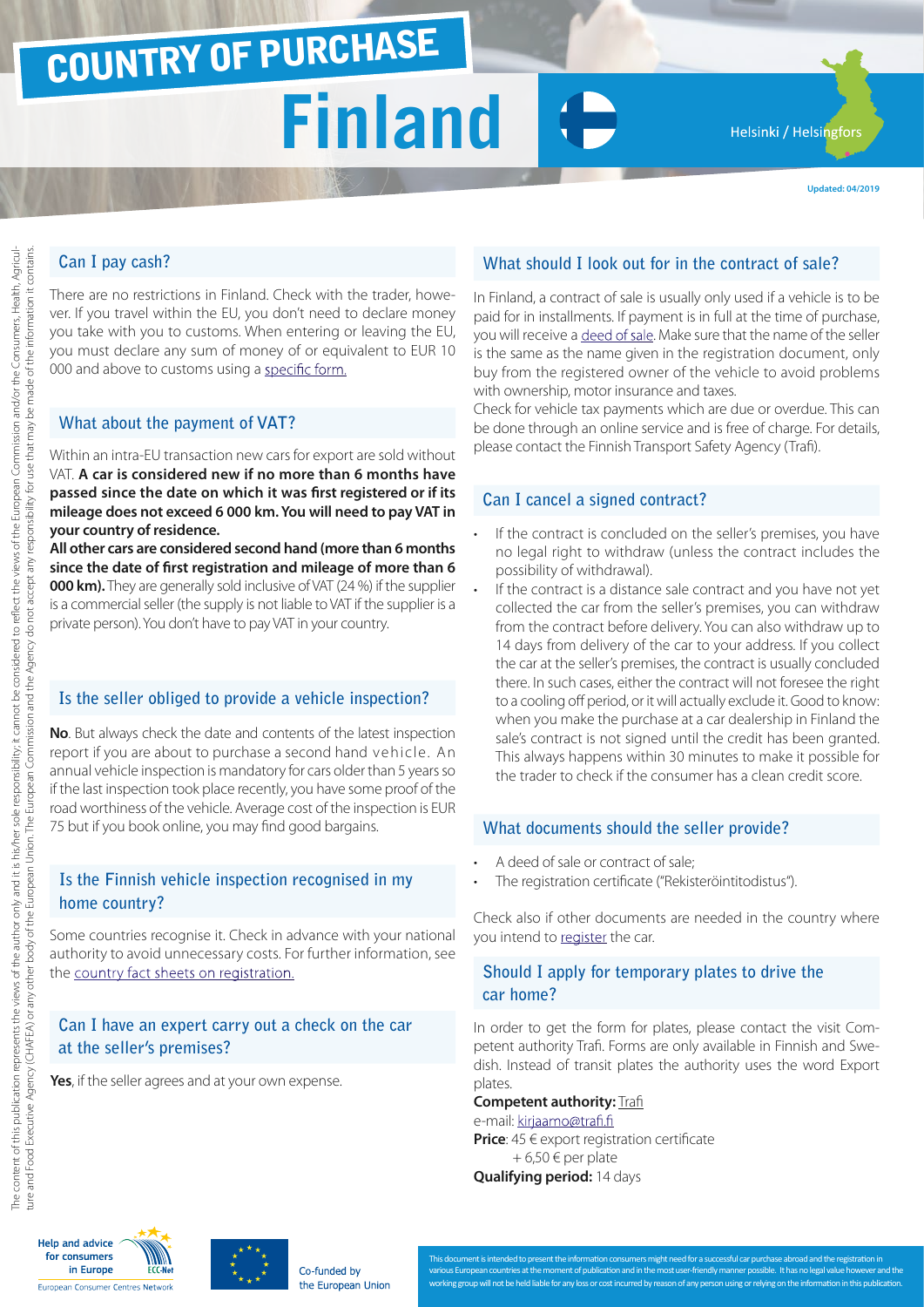# COUNTRY OF PURCHASE

# Finland

Helsinki / Helsingfors

Updated: 04/2019

## Can I pay cash?

There are no restrictions in Finland. Check with the trader, however. If you travel within the EU, you don't need to declare money you take with you to customs. When entering or leaving the EU, you must declare any sum of money of or equivalent to EUR 10 000 and above to customs using a specific form.

## What about the payment of VAT?

Within an intra-EU transaction new cars for export are sold without VAT. **A car is considered new if no more than 6 months have passed since the date on which it was first registered or if its mileage does not exceed 6 000 km. You will need to pay VAT in your country of residence.**

**All other cars are considered second hand (more than 6 months since the date of first registration and mileage of more than 6 000 km).** They are generally sold inclusive of VAT (24 %) if the supplier is a commercial seller (the supply is not liable to VAT if the supplier is a private person). You don't have to pay VAT in your country.

## Is the seller obliged to provide a vehicle inspection?

**No**. But always check the date and contents of the latest inspection report if you are about to purchase a second hand vehicle. An annual vehicle inspection is mandatory for cars older than 5 years so if the last inspection took place recently, you have some proof of the road worthiness of the vehicle. Average cost of the inspection is EUR 75 but if you book online, you may find good bargains.

## Is the Finnish vehicle inspection recognised in my home country?

Some countries recognise it. Check in advance with your national authority to avoid unnecessary costs. For further information, see the country fact sheets on registration.

## Can I have an expert carry out a check on the car at the seller's premises?

**Yes**, if the seller agrees and at your own expense.

## What should I look out for in the contract of sale?

In Finland, a contract of sale is usually only used if a vehicle is to be paid for in installments. If payment is in full at the time of purchase, you will receive a deed of sale. Make sure that the name of the seller is the same as the name given in the registration document, only buy from the registered owner of the vehicle to avoid problems with ownership, motor insurance and taxes.

Check for vehicle tax payments which are due or overdue. This can be done through an online service and is free of charge. For details, please contact the Finnish Transport Safety Agency (Trafi).

## Can I cancel a signed contract?

- If the contract is concluded on the seller's premises, you have no legal right to withdraw (unless the contract includes the possibility of withdrawal).
- If the contract is a distance sale contract and you have not yet collected the car from the seller's premises, you can withdraw from the contract before delivery. You can also withdraw up to 14 days from delivery of the car to your address. If you collect the car at the seller's premises, the contract is usually concluded there. In such cases, either the contract will not foresee the right to a cooling off period, or it will actually exclude it. Good to know: when you make the purchase at a car dealership in Finland the sale's contract is not signed until the credit has been granted. This always happens within 30 minutes to make it possible for the trader to check if the consumer has a clean credit score.

## What documents should the seller provide?

- A deed of sale or contract of sale;
- The registration certificate ("Rekisteröintitodistus").

Check also if other documents are needed in the country where you intend to register the car.

## Should I apply for temporary plates to drive the car home?

In order to get the form for plates, please contact the visit Competent authority Trafi. Forms are only available in Finnish and Swedish. Instead of transit plates the authority uses the word Export plates.

**Competent authority:** Trafi
e-mail: kirjaamo@trafi.fi
**Price**: 45 € export registration certificate
+ 6,50 € per plate
**Qualifying period:** 14 days

The content of this publication represents the views of the author only and it is his/her sole responsibility; it cannot be considered to reflect the views of the European Commission and/or the Consumers, Health, Agriculture and Food Executive Agency (CHAFEA) or any other body of the European Union. The European Commission and the Agency do not accept any responsibility for use that may be made of the information it contains.

Help and advice for consumers in Europe – European Consumer Centres Network

Co-funded by the European Union

This document is intended to present the information consumers might need for a successful car purchase abroad and the registration in various European countries at the moment of publication and in the most user-friendly manner possible. It has no legal value however and the working group will not be held liable for any loss or cost incurred by reason of any person using or relying on the information in this publication.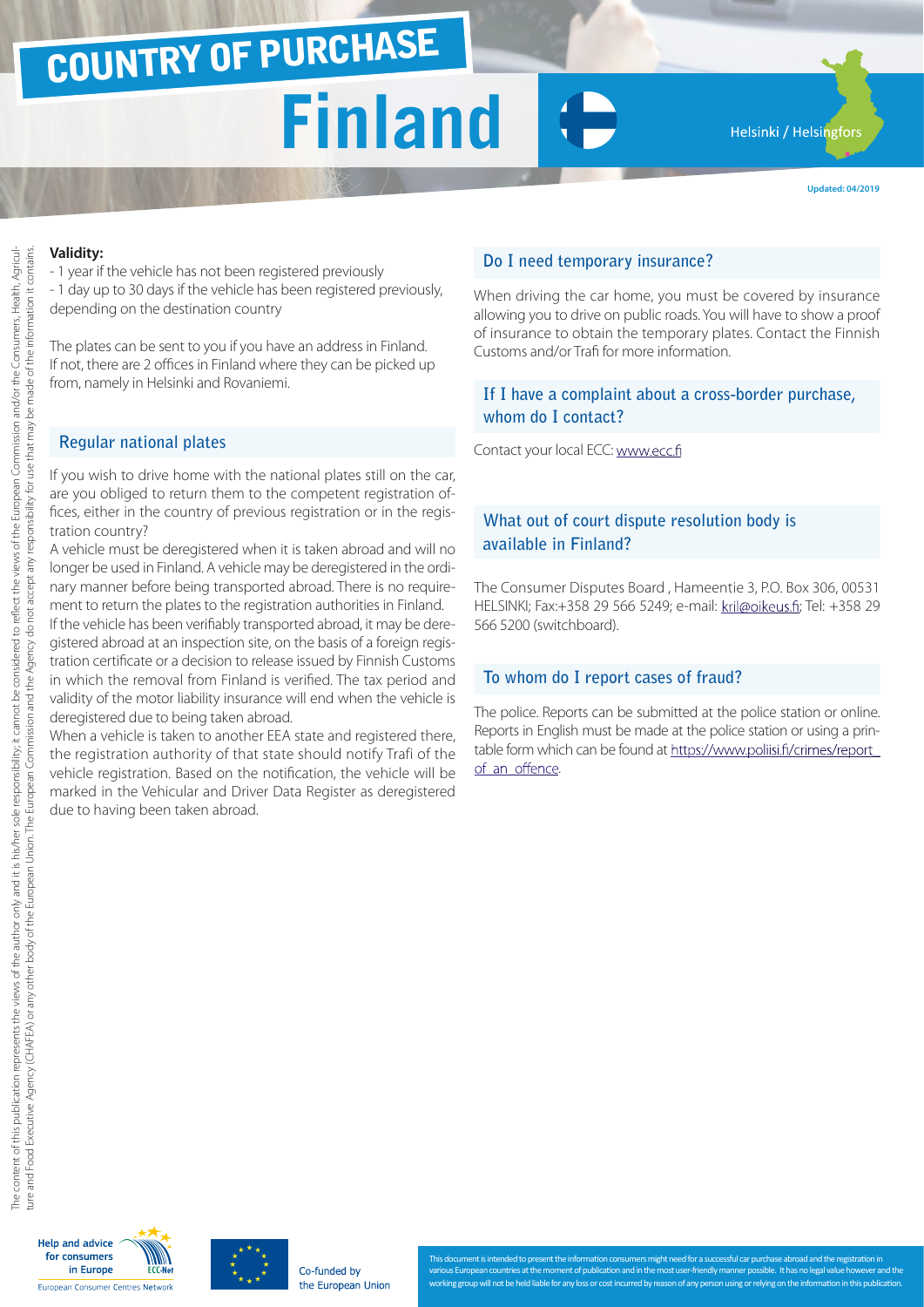# COUNTRY OF PURCHASE

# Finland

Helsinki / Helsingfors

Updated: 04/2019

**Validity:**

- 1 year if the vehicle has not been registered previously
- 1 day up to 30 days if the vehicle has been registered previously, depending on the destination country

The plates can be sent to you if you have an address in Finland. If not, there are 2 offices in Finland where they can be picked up from, namely in Helsinki and Rovaniemi.

## Regular national plates

If you wish to drive home with the national plates still on the car, are you obliged to return them to the competent registration offices, either in the country of previous registration or in the registration country?

A vehicle must be deregistered when it is taken abroad and will no longer be used in Finland. A vehicle may be deregistered in the ordinary manner before being transported abroad. There is no requirement to return the plates to the registration authorities in Finland.

If the vehicle has been verifiably transported abroad, it may be deregistered abroad at an inspection site, on the basis of a foreign registration certificate or a decision to release issued by Finnish Customs in which the removal from Finland is verified. The tax period and validity of the motor liability insurance will end when the vehicle is deregistered due to being taken abroad.

When a vehicle is taken to another EEA state and registered there, the registration authority of that state should notify Trafi of the vehicle registration. Based on the notification, the vehicle will be marked in the Vehicular and Driver Data Register as deregistered due to having been taken abroad.

## Do I need temporary insurance?

When driving the car home, you must be covered by insurance allowing you to drive on public roads. You will have to show a proof of insurance to obtain the temporary plates. Contact the Finnish Customs and/or Trafi for more information.

## If I have a complaint about a cross-border purchase, whom do I contact?

Contact your local ECC: www.ecc.fi

## What out of court dispute resolution body is available in Finland?

The Consumer Disputes Board , Hameentie 3, P.O. Box 306, 00531 HELSINKI; Fax:+358 29 566 5249; e-mail: kril@oikeus.fi; Tel: +358 29 566 5200 (switchboard).

## To whom do I report cases of fraud?

The police. Reports can be submitted at the police station or online. Reports in English must be made at the police station or using a printable form which can be found at https://www.poliisi.fi/crimes/report_of_an_offence.

The content of this publication represents the views of the author only and it is his/her sole responsibility; it cannot be considered to reflect the views of the European Commission and/or the Consumers, Health, Agriculture and Food Executive Agency (CHAFEA) or any other body of the European Union. The European Commission and the Agency do not accept any responsibility for use that may be made of the information it contains.

Help and advice for consumers in Europe – European Consumer Centres Network

Co-funded by the European Union

This document is intended to present the information consumers might need for a successful car purchase abroad and the registration in various European countries at the moment of publication and in the most user-friendly manner possible. It has no legal value however and the working group will not be held liable for any loss or cost incurred by reason of any person using or relying on the information in this publication.